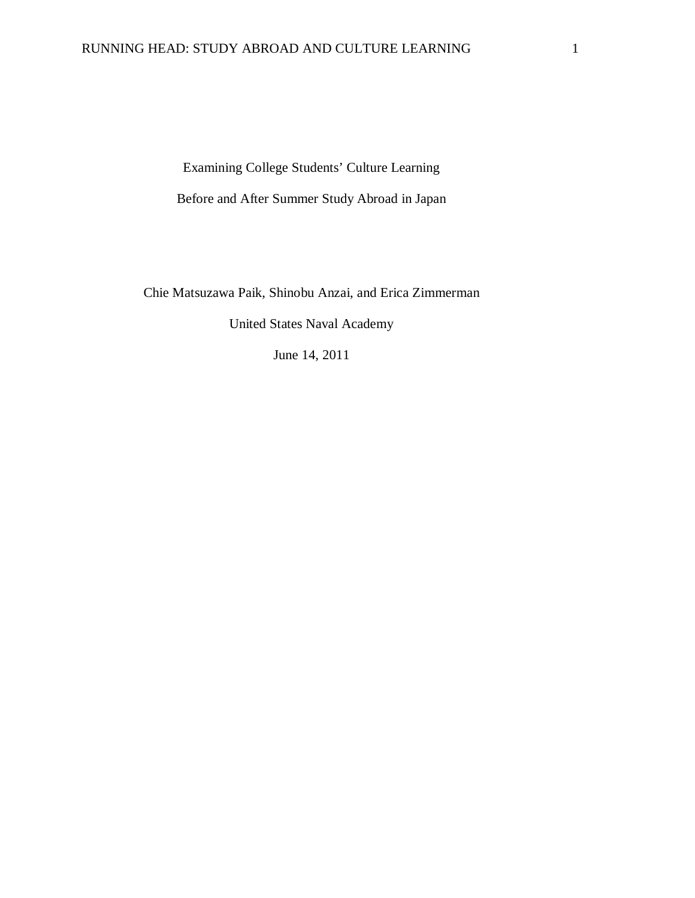# Examining College Students' Culture Learning Before and After Summer Study Abroad in Japan

Chie Matsuzawa Paik, Shinobu Anzai, and Erica Zimmerman

United States Naval Academy

June 14, 2011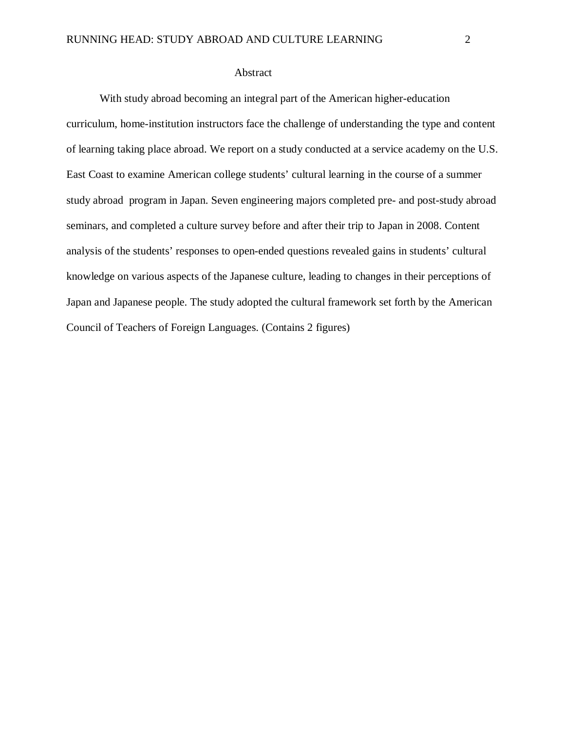# Abstract

With study abroad becoming an integral part of the American higher-education curriculum, home-institution instructors face the challenge of understanding the type and content of learning taking place abroad. We report on a study conducted at a service academy on the U.S. East Coast to examine American college students' cultural learning in the course of a summer study abroad program in Japan. Seven engineering majors completed pre- and post-study abroad seminars, and completed a culture survey before and after their trip to Japan in 2008. Content analysis of the students' responses to open-ended questions revealed gains in students' cultural knowledge on various aspects of the Japanese culture, leading to changes in their perceptions of Japan and Japanese people. The study adopted the cultural framework set forth by the American Council of Teachers of Foreign Languages. (Contains 2 figures)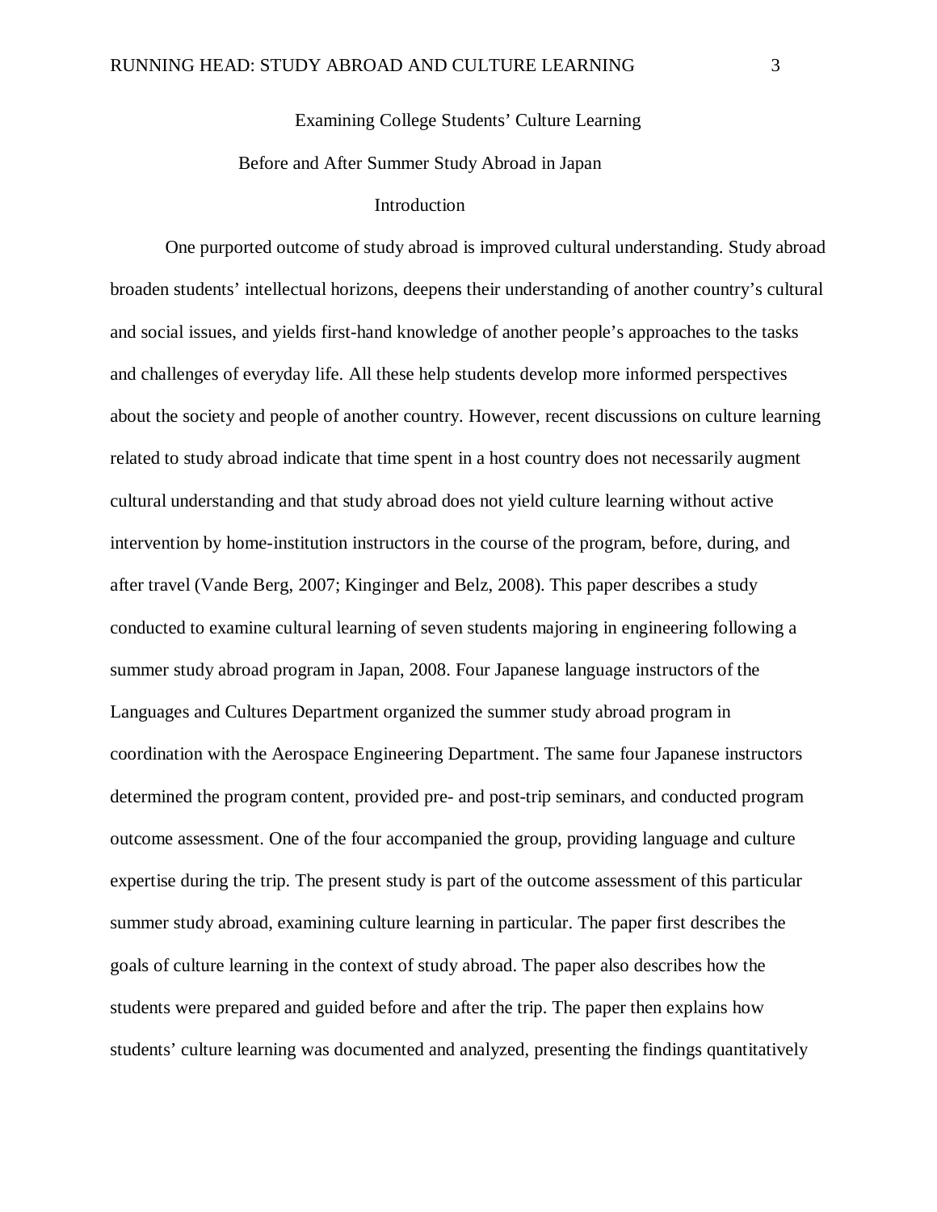# Examining College Students' Culture Learning Before and After Summer Study Abroad in Japan

## Introduction

One purported outcome of study abroad is improved cultural understanding. Study abroad broaden students' intellectual horizons, deepens their understanding of another country's cultural and social issues, and yields first-hand knowledge of another people's approaches to the tasks and challenges of everyday life. All these help students develop more informed perspectives about the society and people of another country. However, recent discussions on culture learning related to study abroad indicate that time spent in a host country does not necessarily augment cultural understanding and that study abroad does not yield culture learning without active intervention by home-institution instructors in the course of the program, before, during, and after travel (Vande Berg, 2007; Kinginger and Belz, 2008). This paper describes a study conducted to examine cultural learning of seven students majoring in engineering following a summer study abroad program in Japan, 2008. Four Japanese language instructors of the Languages and Cultures Department organized the summer study abroad program in coordination with the Aerospace Engineering Department. The same four Japanese instructors determined the program content, provided pre- and post-trip seminars, and conducted program outcome assessment. One of the four accompanied the group, providing language and culture expertise during the trip. The present study is part of the outcome assessment of this particular summer study abroad, examining culture learning in particular. The paper first describes the goals of culture learning in the context of study abroad. The paper also describes how the students were prepared and guided before and after the trip. The paper then explains how students' culture learning was documented and analyzed, presenting the findings quantitatively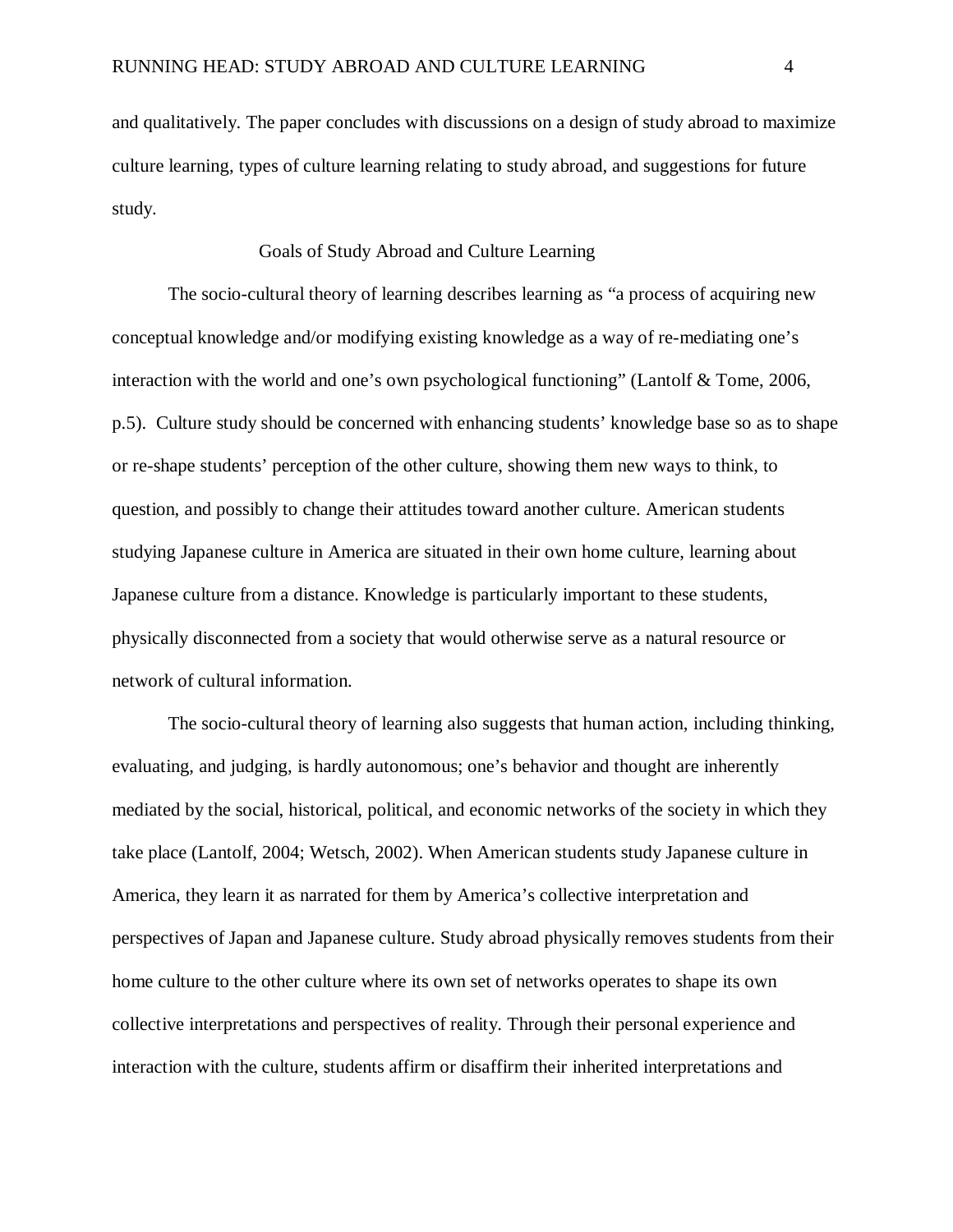and qualitatively. The paper concludes with discussions on a design of study abroad to maximize culture learning, types of culture learning relating to study abroad, and suggestions for future study.

## Goals of Study Abroad and Culture Learning

The socio-cultural theory of learning describes learning as “a process of acquiring new conceptual knowledge and/or modifying existing knowledge as a way of re-mediating one’s interaction with the world and one’s own psychological functioning” (Lantolf & Tome, 2006, p.5). Culture study should be concerned with enhancing students’ knowledge base so as to shape or re-shape students’ perception of the other culture, showing them new ways to think, to question, and possibly to change their attitudes toward another culture. American students studying Japanese culture in America are situated in their own home culture, learning about Japanese culture from a distance. Knowledge is particularly important to these students, physically disconnected from a society that would otherwise serve as a natural resource or network of cultural information.

The socio-cultural theory of learning also suggests that human action, including thinking, evaluating, and judging, is hardly autonomous; one’s behavior and thought are inherently mediated by the social, historical, political, and economic networks of the society in which they take place (Lantolf, 2004; Wetsch, 2002). When American students study Japanese culture in America, they learn it as narrated for them by America’s collective interpretation and perspectives of Japan and Japanese culture. Study abroad physically removes students from their home culture to the other culture where its own set of networks operates to shape its own collective interpretations and perspectives of reality. Through their personal experience and interaction with the culture, students affirm or disaffirm their inherited interpretations and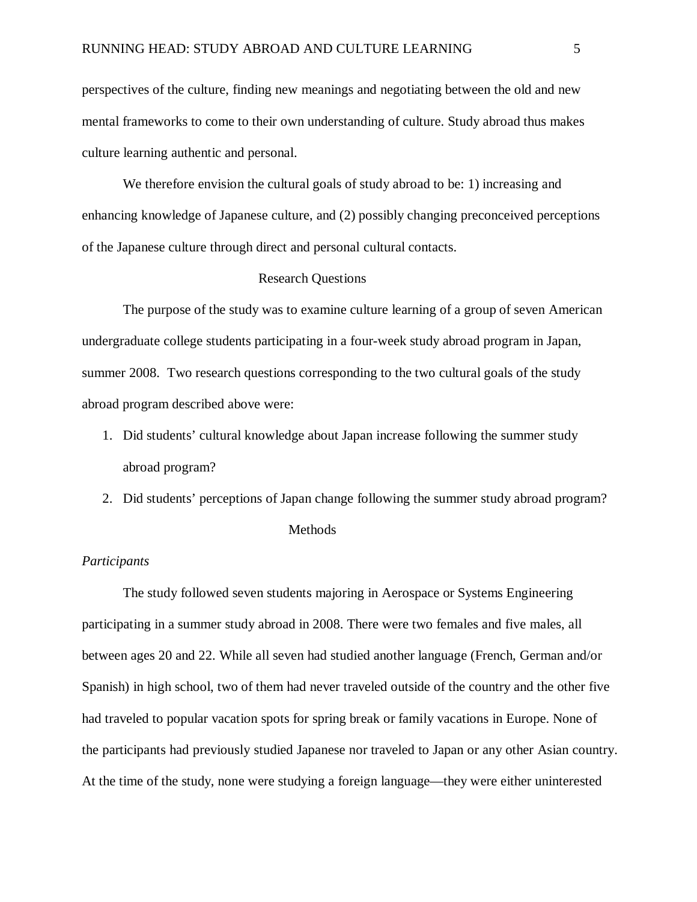perspectives of the culture, finding new meanings and negotiating between the old and new mental frameworks to come to their own understanding of culture. Study abroad thus makes culture learning authentic and personal.

We therefore envision the cultural goals of study abroad to be: 1) increasing and enhancing knowledge of Japanese culture, and (2) possibly changing preconceived perceptions of the Japanese culture through direct and personal cultural contacts.

## Research Questions

The purpose of the study was to examine culture learning of a group of seven American undergraduate college students participating in a four-week study abroad program in Japan, summer 2008. Two research questions corresponding to the two cultural goals of the study abroad program described above were:

1. Did students' cultural knowledge about Japan increase following the summer study abroad program?
2. Did students' perceptions of Japan change following the summer study abroad program?

## Methods

### *Participants*

The study followed seven students majoring in Aerospace or Systems Engineering participating in a summer study abroad in 2008. There were two females and five males, all between ages 20 and 22. While all seven had studied another language (French, German and/or Spanish) in high school, two of them had never traveled outside of the country and the other five had traveled to popular vacation spots for spring break or family vacations in Europe. None of the participants had previously studied Japanese nor traveled to Japan or any other Asian country. At the time of the study, none were studying a foreign language—they were either uninterested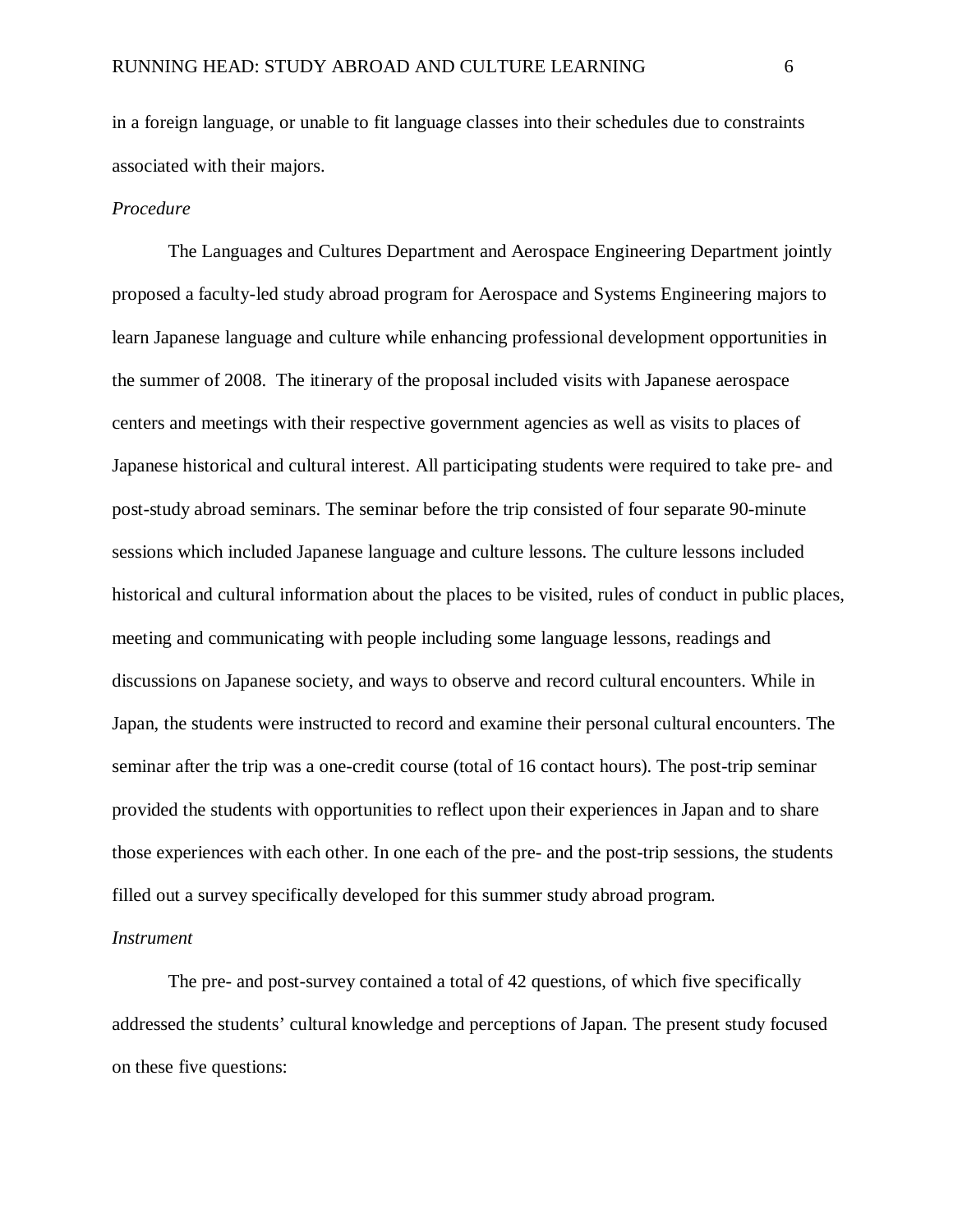in a foreign language, or unable to fit language classes into their schedules due to constraints associated with their majors.

*Procedure*

The Languages and Cultures Department and Aerospace Engineering Department jointly proposed a faculty-led study abroad program for Aerospace and Systems Engineering majors to learn Japanese language and culture while enhancing professional development opportunities in the summer of 2008. The itinerary of the proposal included visits with Japanese aerospace centers and meetings with their respective government agencies as well as visits to places of Japanese historical and cultural interest. All participating students were required to take pre- and post-study abroad seminars. The seminar before the trip consisted of four separate 90-minute sessions which included Japanese language and culture lessons. The culture lessons included historical and cultural information about the places to be visited, rules of conduct in public places, meeting and communicating with people including some language lessons, readings and discussions on Japanese society, and ways to observe and record cultural encounters. While in Japan, the students were instructed to record and examine their personal cultural encounters. The seminar after the trip was a one-credit course (total of 16 contact hours). The post-trip seminar provided the students with opportunities to reflect upon their experiences in Japan and to share those experiences with each other. In one each of the pre- and the post-trip sessions, the students filled out a survey specifically developed for this summer study abroad program.

*Instrument*

The pre- and post-survey contained a total of 42 questions, of which five specifically addressed the students' cultural knowledge and perceptions of Japan. The present study focused on these five questions: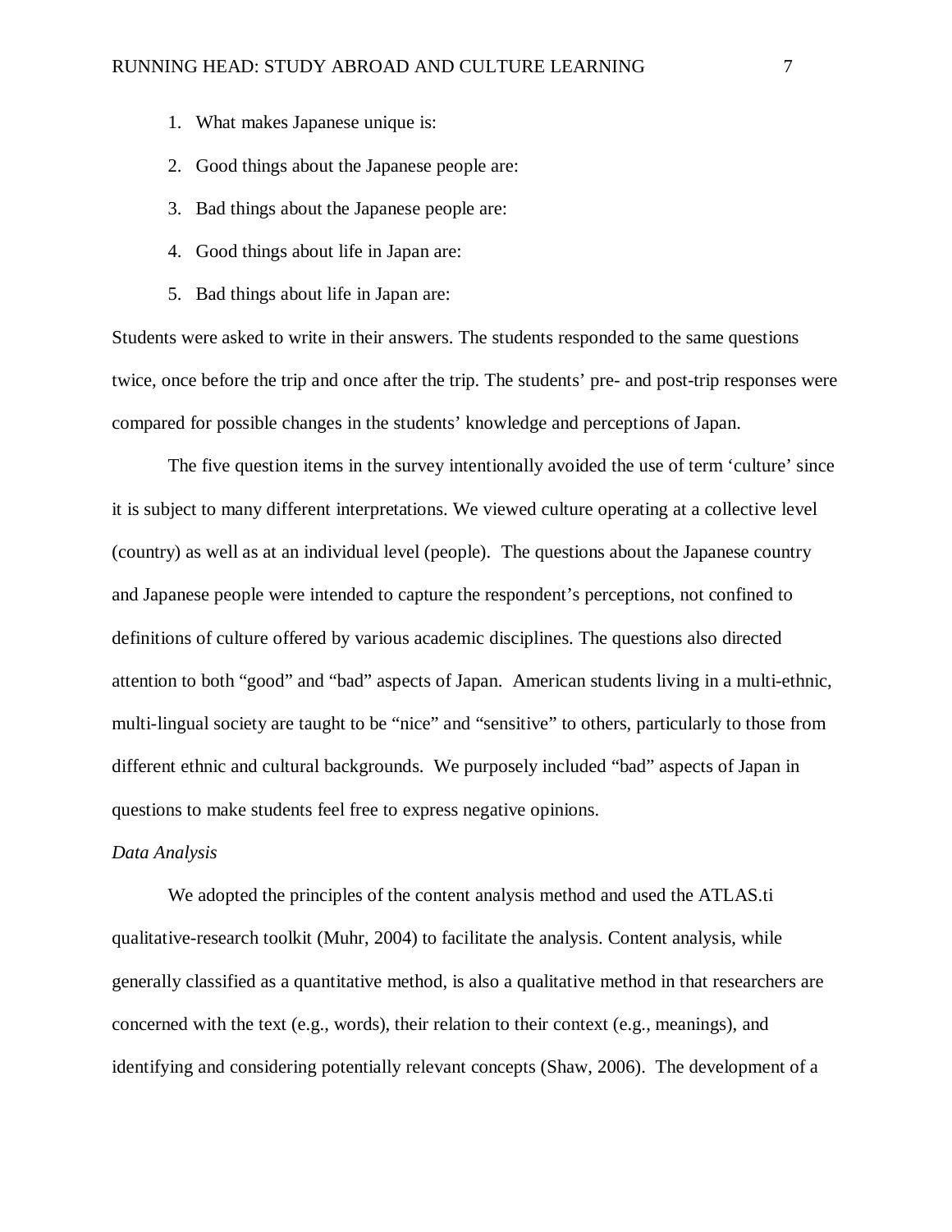1. What makes Japanese unique is:
2. Good things about the Japanese people are:
3. Bad things about the Japanese people are:
4. Good things about life in Japan are:
5. Bad things about life in Japan are:

Students were asked to write in their answers. The students responded to the same questions twice, once before the trip and once after the trip. The students' pre- and post-trip responses were compared for possible changes in the students' knowledge and perceptions of Japan.

The five question items in the survey intentionally avoided the use of term 'culture' since it is subject to many different interpretations. We viewed culture operating at a collective level (country) as well as at an individual level (people). The questions about the Japanese country and Japanese people were intended to capture the respondent's perceptions, not confined to definitions of culture offered by various academic disciplines. The questions also directed attention to both "good" and "bad" aspects of Japan. American students living in a multi-ethnic, multi-lingual society are taught to be "nice" and "sensitive" to others, particularly to those from different ethnic and cultural backgrounds. We purposely included "bad" aspects of Japan in questions to make students feel free to express negative opinions.

*Data Analysis*

We adopted the principles of the content analysis method and used the ATLAS.ti qualitative-research toolkit (Muhr, 2004) to facilitate the analysis. Content analysis, while generally classified as a quantitative method, is also a qualitative method in that researchers are concerned with the text (e.g., words), their relation to their context (e.g., meanings), and identifying and considering potentially relevant concepts (Shaw, 2006). The development of a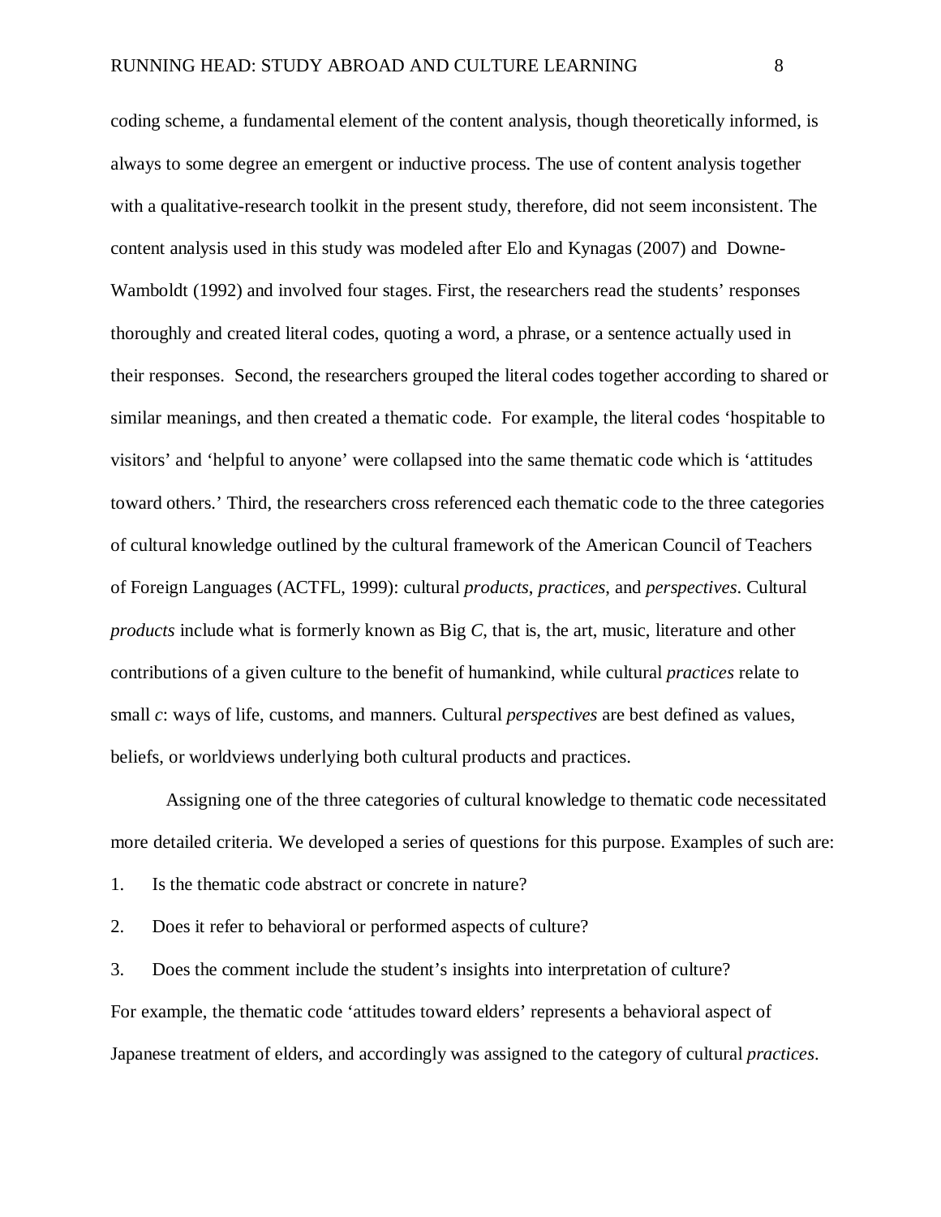coding scheme, a fundamental element of the content analysis, though theoretically informed, is always to some degree an emergent or inductive process. The use of content analysis together with a qualitative-research toolkit in the present study, therefore, did not seem inconsistent. The content analysis used in this study was modeled after Elo and Kynagas (2007) and Downe-Wamboldt (1992) and involved four stages. First, the researchers read the students' responses thoroughly and created literal codes, quoting a word, a phrase, or a sentence actually used in their responses. Second, the researchers grouped the literal codes together according to shared or similar meanings, and then created a thematic code. For example, the literal codes 'hospitable to visitors' and 'helpful to anyone' were collapsed into the same thematic code which is 'attitudes toward others.' Third, the researchers cross referenced each thematic code to the three categories of cultural knowledge outlined by the cultural framework of the American Council of Teachers of Foreign Languages (ACTFL, 1999): cultural *products*, *practices*, and *perspectives*. Cultural *products* include what is formerly known as Big *C*, that is, the art, music, literature and other contributions of a given culture to the benefit of humankind, while cultural *practices* relate to small *c*: ways of life, customs, and manners. Cultural *perspectives* are best defined as values, beliefs, or worldviews underlying both cultural products and practices.

Assigning one of the three categories of cultural knowledge to thematic code necessitated more detailed criteria. We developed a series of questions for this purpose. Examples of such are:

1. Is the thematic code abstract or concrete in nature?
2. Does it refer to behavioral or performed aspects of culture?
3. Does the comment include the student's insights into interpretation of culture?

For example, the thematic code 'attitudes toward elders' represents a behavioral aspect of Japanese treatment of elders, and accordingly was assigned to the category of cultural *practices*.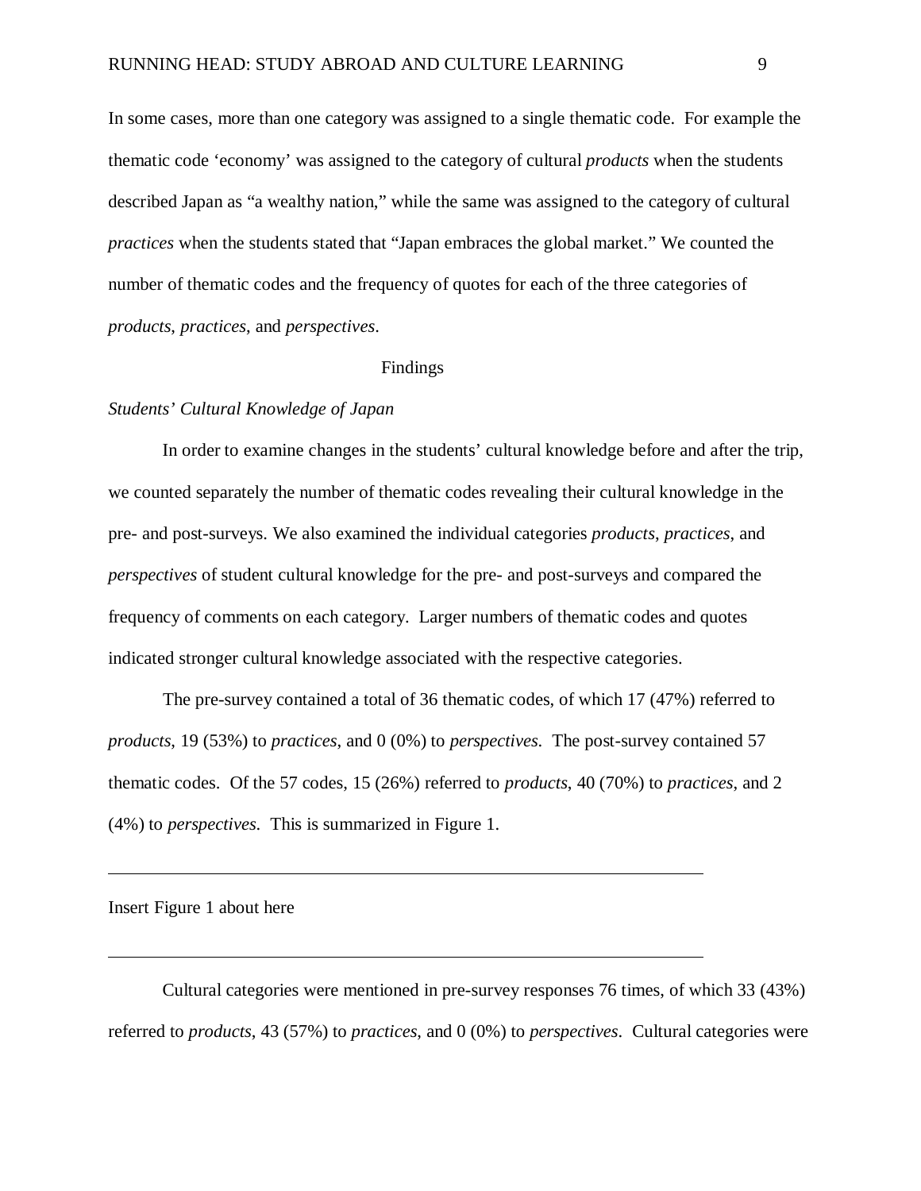In some cases, more than one category was assigned to a single thematic code. For example the thematic code 'economy' was assigned to the category of cultural *products* when the students described Japan as "a wealthy nation," while the same was assigned to the category of cultural *practices* when the students stated that "Japan embraces the global market." We counted the number of thematic codes and the frequency of quotes for each of the three categories of *products*, *practices*, and *perspectives*.

## Findings

### *Students' Cultural Knowledge of Japan*

In order to examine changes in the students' cultural knowledge before and after the trip, we counted separately the number of thematic codes revealing their cultural knowledge in the pre- and post-surveys. We also examined the individual categories *products*, *practices*, and *perspectives* of student cultural knowledge for the pre- and post-surveys and compared the frequency of comments on each category. Larger numbers of thematic codes and quotes indicated stronger cultural knowledge associated with the respective categories.

The pre-survey contained a total of 36 thematic codes, of which 17 (47%) referred to *products*, 19 (53%) to *practices*, and 0 (0%) to *perspectives*. The post-survey contained 57 thematic codes. Of the 57 codes, 15 (26%) referred to *products*, 40 (70%) to *practices*, and 2 (4%) to *perspectives*. This is summarized in Figure 1.

---

Insert Figure 1 about here

---

Cultural categories were mentioned in pre-survey responses 76 times, of which 33 (43%) referred to *products*, 43 (57%) to *practices*, and 0 (0%) to *perspectives*. Cultural categories were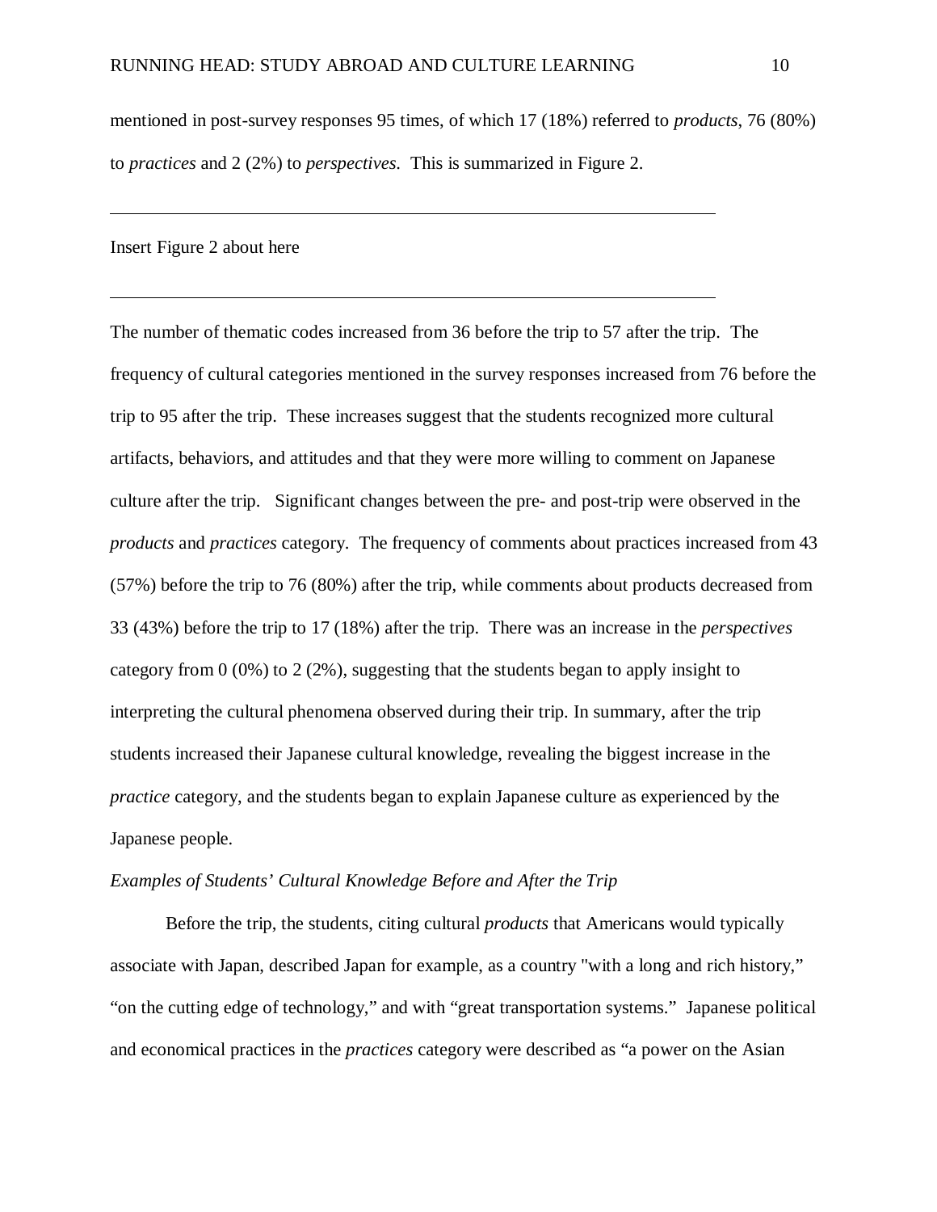mentioned in post-survey responses 95 times, of which 17 (18%) referred to *products*, 76 (80%) to *practices* and 2 (2%) to *perspectives*. This is summarized in Figure 2.

---

Insert Figure 2 about here

---

The number of thematic codes increased from 36 before the trip to 57 after the trip. The frequency of cultural categories mentioned in the survey responses increased from 76 before the trip to 95 after the trip. These increases suggest that the students recognized more cultural artifacts, behaviors, and attitudes and that they were more willing to comment on Japanese culture after the trip. Significant changes between the pre- and post-trip were observed in the *products* and *practices* category. The frequency of comments about practices increased from 43 (57%) before the trip to 76 (80%) after the trip, while comments about products decreased from 33 (43%) before the trip to 17 (18%) after the trip. There was an increase in the *perspectives* category from 0 (0%) to 2 (2%), suggesting that the students began to apply insight to interpreting the cultural phenomena observed during their trip. In summary, after the trip students increased their Japanese cultural knowledge, revealing the biggest increase in the *practice* category, and the students began to explain Japanese culture as experienced by the Japanese people.

*Examples of Students' Cultural Knowledge Before and After the Trip*

Before the trip, the students, citing cultural *products* that Americans would typically associate with Japan, described Japan for example, as a country "with a long and rich history," "on the cutting edge of technology," and with "great transportation systems." Japanese political and economical practices in the *practices* category were described as "a power on the Asian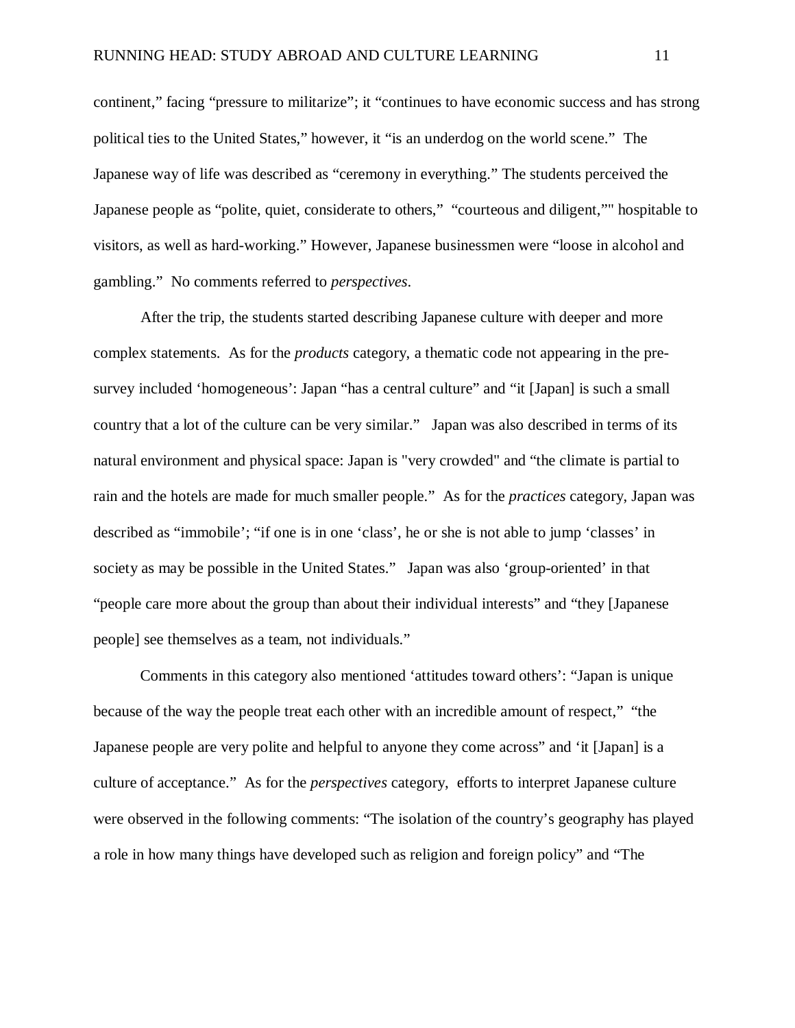continent," facing "pressure to militarize"; it "continues to have economic success and has strong political ties to the United States," however, it "is an underdog on the world scene." The Japanese way of life was described as "ceremony in everything." The students perceived the Japanese people as "polite, quiet, considerate to others," "courteous and diligent,"" hospitable to visitors, as well as hard-working." However, Japanese businessmen were "loose in alcohol and gambling." No comments referred to *perspectives*.

After the trip, the students started describing Japanese culture with deeper and more complex statements. As for the *products* category, a thematic code not appearing in the pre-survey included 'homogeneous': Japan "has a central culture" and "it [Japan] is such a small country that a lot of the culture can be very similar." Japan was also described in terms of its natural environment and physical space: Japan is "very crowded" and "the climate is partial to rain and the hotels are made for much smaller people." As for the *practices* category, Japan was described as "immobile'; "if one is in one 'class', he or she is not able to jump 'classes' in society as may be possible in the United States." Japan was also 'group-oriented' in that "people care more about the group than about their individual interests" and "they [Japanese people] see themselves as a team, not individuals."

Comments in this category also mentioned 'attitudes toward others': "Japan is unique because of the way the people treat each other with an incredible amount of respect," "the Japanese people are very polite and helpful to anyone they come across" and 'it [Japan] is a culture of acceptance." As for the *perspectives* category, efforts to interpret Japanese culture were observed in the following comments: "The isolation of the country's geography has played a role in how many things have developed such as religion and foreign policy" and "The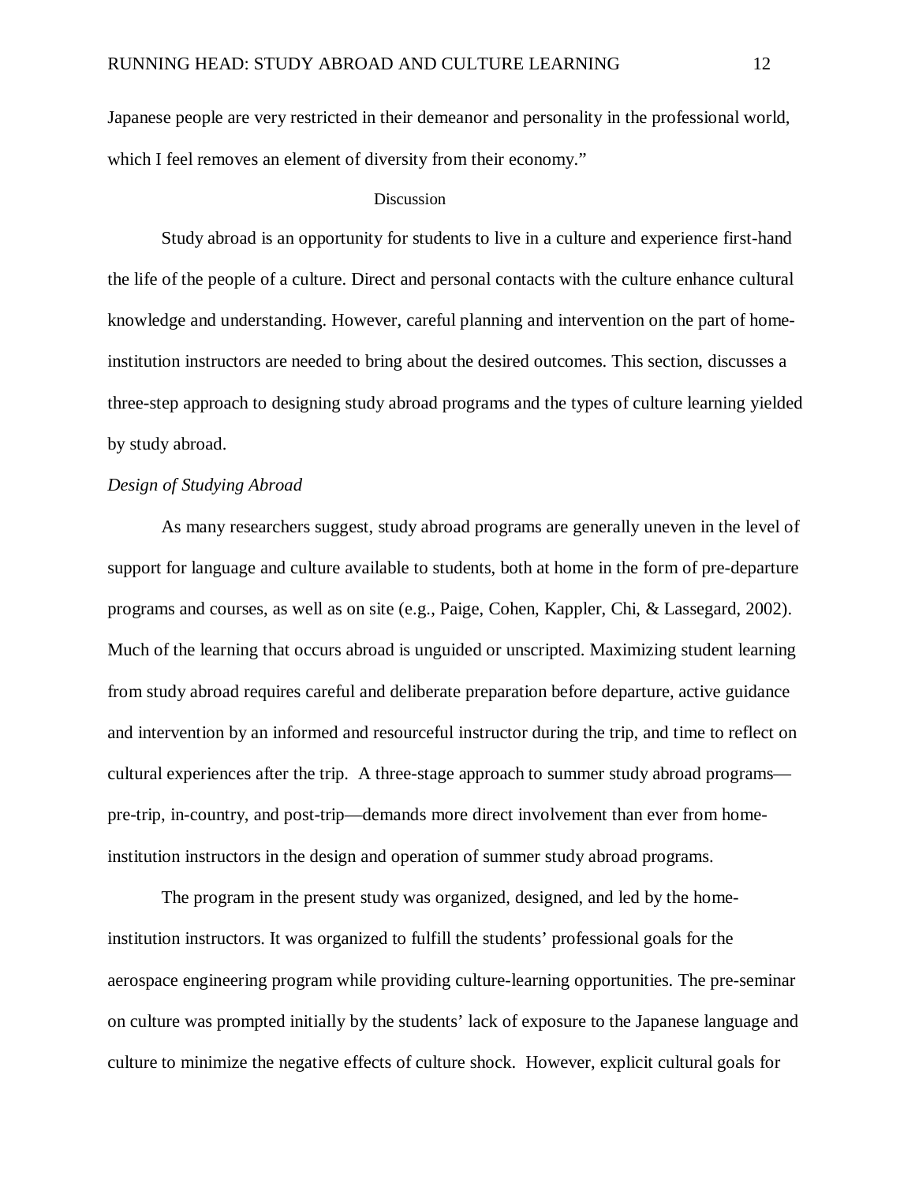Japanese people are very restricted in their demeanor and personality in the professional world, which I feel removes an element of diversity from their economy."

## Discussion

Study abroad is an opportunity for students to live in a culture and experience first-hand the life of the people of a culture. Direct and personal contacts with the culture enhance cultural knowledge and understanding. However, careful planning and intervention on the part of home-institution instructors are needed to bring about the desired outcomes. This section, discusses a three-step approach to designing study abroad programs and the types of culture learning yielded by study abroad.

### *Design of Studying Abroad*

As many researchers suggest, study abroad programs are generally uneven in the level of support for language and culture available to students, both at home in the form of pre-departure programs and courses, as well as on site (e.g., Paige, Cohen, Kappler, Chi, & Lassegard, 2002). Much of the learning that occurs abroad is unguided or unscripted. Maximizing student learning from study abroad requires careful and deliberate preparation before departure, active guidance and intervention by an informed and resourceful instructor during the trip, and time to reflect on cultural experiences after the trip. A three-stage approach to summer study abroad programs—pre-trip, in-country, and post-trip—demands more direct involvement than ever from home-institution instructors in the design and operation of summer study abroad programs.

The program in the present study was organized, designed, and led by the home-institution instructors. It was organized to fulfill the students' professional goals for the aerospace engineering program while providing culture-learning opportunities. The pre-seminar on culture was prompted initially by the students' lack of exposure to the Japanese language and culture to minimize the negative effects of culture shock. However, explicit cultural goals for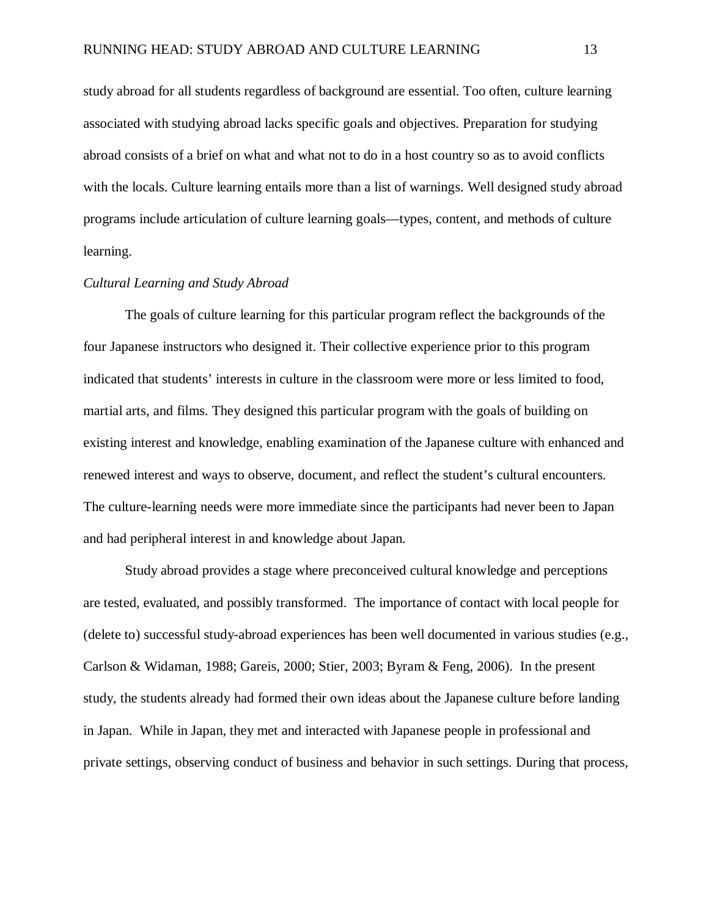study abroad for all students regardless of background are essential. Too often, culture learning associated with studying abroad lacks specific goals and objectives. Preparation for studying abroad consists of a brief on what and what not to do in a host country so as to avoid conflicts with the locals. Culture learning entails more than a list of warnings. Well designed study abroad programs include articulation of culture learning goals—types, content, and methods of culture learning.

*Cultural Learning and Study Abroad*

The goals of culture learning for this particular program reflect the backgrounds of the four Japanese instructors who designed it. Their collective experience prior to this program indicated that students' interests in culture in the classroom were more or less limited to food, martial arts, and films. They designed this particular program with the goals of building on existing interest and knowledge, enabling examination of the Japanese culture with enhanced and renewed interest and ways to observe, document, and reflect the student's cultural encounters. The culture-learning needs were more immediate since the participants had never been to Japan and had peripheral interest in and knowledge about Japan.

Study abroad provides a stage where preconceived cultural knowledge and perceptions are tested, evaluated, and possibly transformed. The importance of contact with local people for (delete to) successful study-abroad experiences has been well documented in various studies (e.g., Carlson & Widaman, 1988; Gareis, 2000; Stier, 2003; Byram & Feng, 2006). In the present study, the students already had formed their own ideas about the Japanese culture before landing in Japan. While in Japan, they met and interacted with Japanese people in professional and private settings, observing conduct of business and behavior in such settings. During that process,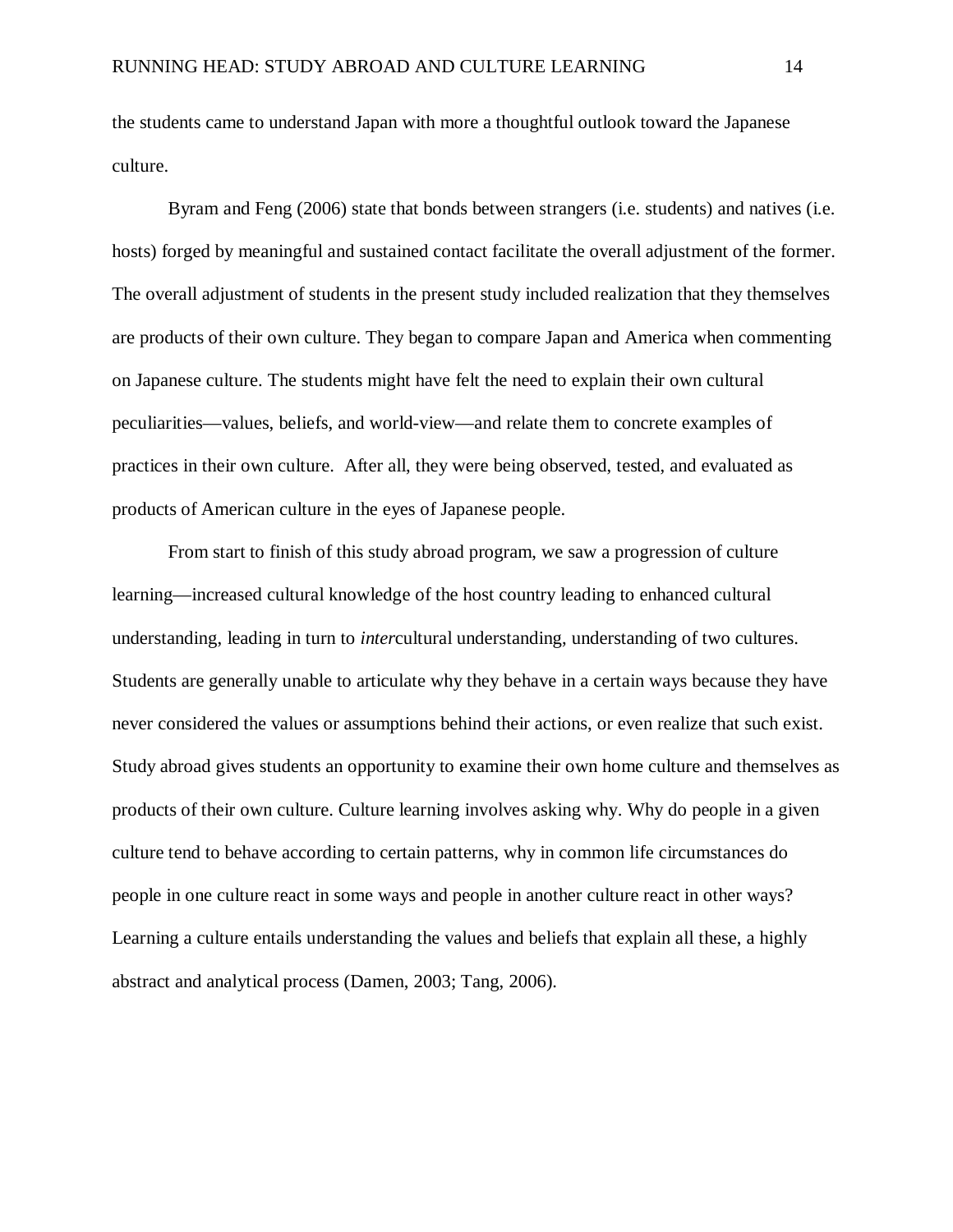the students came to understand Japan with more a thoughtful outlook toward the Japanese culture.

Byram and Feng (2006) state that bonds between strangers (i.e. students) and natives (i.e. hosts) forged by meaningful and sustained contact facilitate the overall adjustment of the former. The overall adjustment of students in the present study included realization that they themselves are products of their own culture. They began to compare Japan and America when commenting on Japanese culture. The students might have felt the need to explain their own cultural peculiarities—values, beliefs, and world-view—and relate them to concrete examples of practices in their own culture. After all, they were being observed, tested, and evaluated as products of American culture in the eyes of Japanese people.

From start to finish of this study abroad program, we saw a progression of culture learning—increased cultural knowledge of the host country leading to enhanced cultural understanding, leading in turn to *inter*cultural understanding, understanding of two cultures. Students are generally unable to articulate why they behave in a certain ways because they have never considered the values or assumptions behind their actions, or even realize that such exist. Study abroad gives students an opportunity to examine their own home culture and themselves as products of their own culture. Culture learning involves asking why. Why do people in a given culture tend to behave according to certain patterns, why in common life circumstances do people in one culture react in some ways and people in another culture react in other ways? Learning a culture entails understanding the values and beliefs that explain all these, a highly abstract and analytical process (Damen, 2003; Tang, 2006).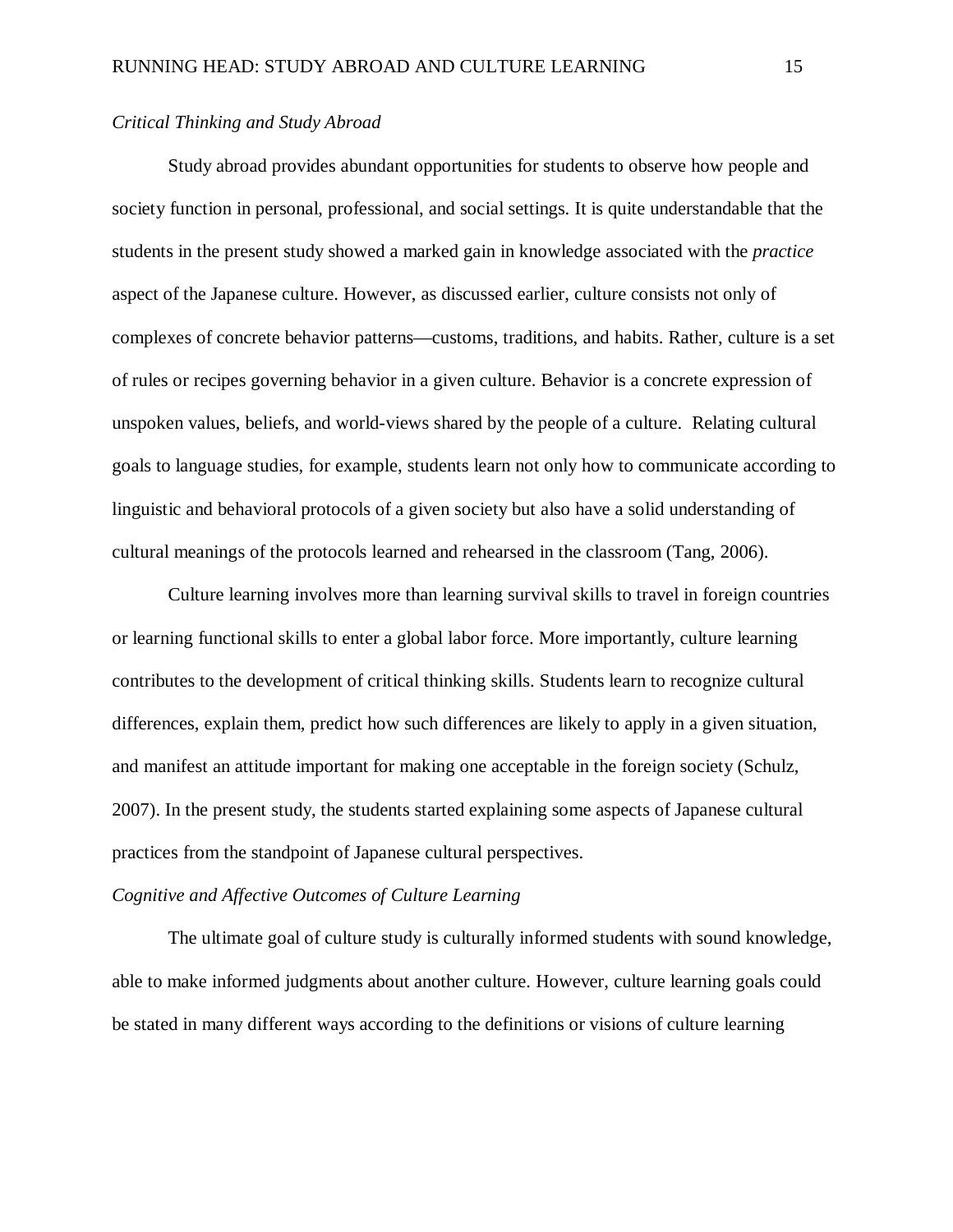*Critical Thinking and Study Abroad*

Study abroad provides abundant opportunities for students to observe how people and society function in personal, professional, and social settings. It is quite understandable that the students in the present study showed a marked gain in knowledge associated with the *practice* aspect of the Japanese culture. However, as discussed earlier, culture consists not only of complexes of concrete behavior patterns—customs, traditions, and habits. Rather, culture is a set of rules or recipes governing behavior in a given culture. Behavior is a concrete expression of unspoken values, beliefs, and world-views shared by the people of a culture. Relating cultural goals to language studies, for example, students learn not only how to communicate according to linguistic and behavioral protocols of a given society but also have a solid understanding of cultural meanings of the protocols learned and rehearsed in the classroom (Tang, 2006).

Culture learning involves more than learning survival skills to travel in foreign countries or learning functional skills to enter a global labor force. More importantly, culture learning contributes to the development of critical thinking skills. Students learn to recognize cultural differences, explain them, predict how such differences are likely to apply in a given situation, and manifest an attitude important for making one acceptable in the foreign society (Schulz, 2007). In the present study, the students started explaining some aspects of Japanese cultural practices from the standpoint of Japanese cultural perspectives.

*Cognitive and Affective Outcomes of Culture Learning*

The ultimate goal of culture study is culturally informed students with sound knowledge, able to make informed judgments about another culture. However, culture learning goals could be stated in many different ways according to the definitions or visions of culture learning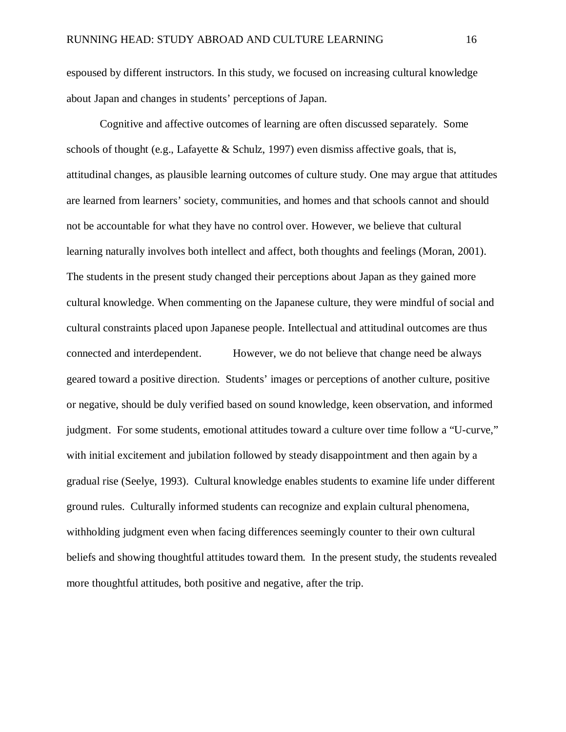espoused by different instructors. In this study, we focused on increasing cultural knowledge about Japan and changes in students' perceptions of Japan.

Cognitive and affective outcomes of learning are often discussed separately. Some schools of thought (e.g., Lafayette & Schulz, 1997) even dismiss affective goals, that is, attitudinal changes, as plausible learning outcomes of culture study. One may argue that attitudes are learned from learners' society, communities, and homes and that schools cannot and should not be accountable for what they have no control over. However, we believe that cultural learning naturally involves both intellect and affect, both thoughts and feelings (Moran, 2001). The students in the present study changed their perceptions about Japan as they gained more cultural knowledge. When commenting on the Japanese culture, they were mindful of social and cultural constraints placed upon Japanese people. Intellectual and attitudinal outcomes are thus connected and interdependent. However, we do not believe that change need be always geared toward a positive direction. Students' images or perceptions of another culture, positive or negative, should be duly verified based on sound knowledge, keen observation, and informed judgment. For some students, emotional attitudes toward a culture over time follow a "U-curve," with initial excitement and jubilation followed by steady disappointment and then again by a gradual rise (Seelye, 1993). Cultural knowledge enables students to examine life under different ground rules. Culturally informed students can recognize and explain cultural phenomena, withholding judgment even when facing differences seemingly counter to their own cultural beliefs and showing thoughtful attitudes toward them. In the present study, the students revealed more thoughtful attitudes, both positive and negative, after the trip.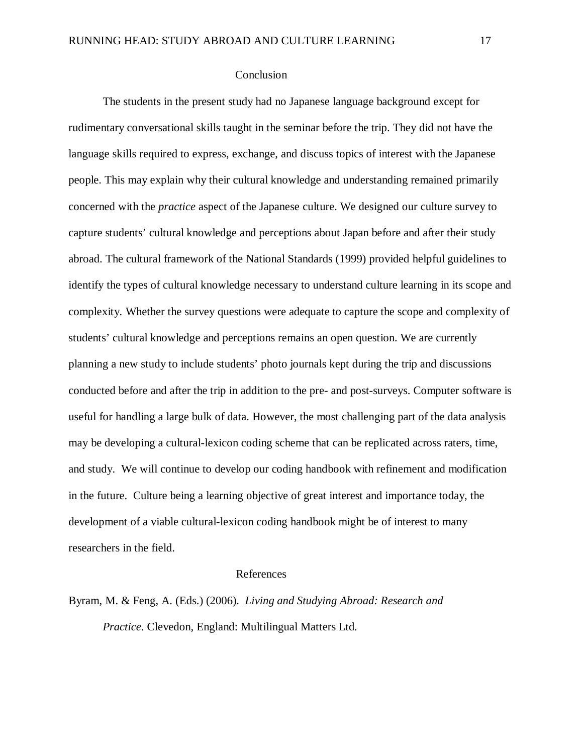## Conclusion

The students in the present study had no Japanese language background except for rudimentary conversational skills taught in the seminar before the trip. They did not have the language skills required to express, exchange, and discuss topics of interest with the Japanese people. This may explain why their cultural knowledge and understanding remained primarily concerned with the *practice* aspect of the Japanese culture. We designed our culture survey to capture students' cultural knowledge and perceptions about Japan before and after their study abroad. The cultural framework of the National Standards (1999) provided helpful guidelines to identify the types of cultural knowledge necessary to understand culture learning in its scope and complexity. Whether the survey questions were adequate to capture the scope and complexity of students' cultural knowledge and perceptions remains an open question. We are currently planning a new study to include students' photo journals kept during the trip and discussions conducted before and after the trip in addition to the pre- and post-surveys. Computer software is useful for handling a large bulk of data. However, the most challenging part of the data analysis may be developing a cultural-lexicon coding scheme that can be replicated across raters, time, and study. We will continue to develop our coding handbook with refinement and modification in the future. Culture being a learning objective of great interest and importance today, the development of a viable cultural-lexicon coding handbook might be of interest to many researchers in the field.

## References

Byram, M. & Feng, A. (Eds.) (2006). *Living and Studying Abroad: Research and Practice*. Clevedon, England: Multilingual Matters Ltd.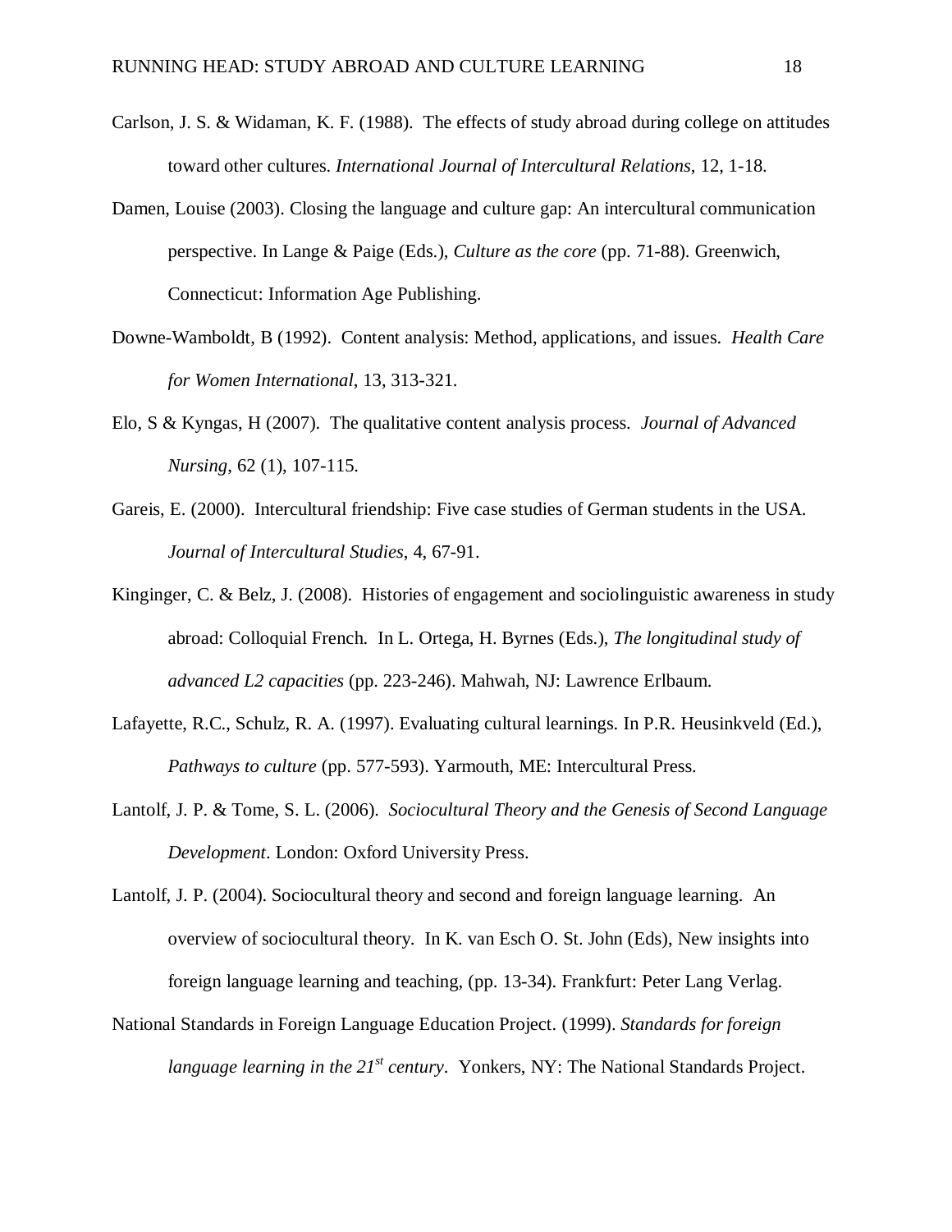Carlson, J. S. & Widaman, K. F. (1988). The effects of study abroad during college on attitudes toward other cultures. *International Journal of Intercultural Relations*, 12, 1-18.

Damen, Louise (2003). Closing the language and culture gap: An intercultural communication perspective. In Lange & Paige (Eds.), *Culture as the core* (pp. 71-88). Greenwich, Connecticut: Information Age Publishing.

Downe-Wamboldt, B (1992). Content analysis: Method, applications, and issues. *Health Care for Women International*, 13, 313-321.

Elo, S & Kyngas, H (2007). The qualitative content analysis process. *Journal of Advanced Nursing*, 62 (1), 107-115.

Gareis, E. (2000). Intercultural friendship: Five case studies of German students in the USA. *Journal of Intercultural Studies*, 4, 67-91.

Kinginger, C. & Belz, J. (2008). Histories of engagement and sociolinguistic awareness in study abroad: Colloquial French. In L. Ortega, H. Byrnes (Eds.), *The longitudinal study of advanced L2 capacities* (pp. 223-246). Mahwah, NJ: Lawrence Erlbaum.

Lafayette, R.C., Schulz, R. A. (1997). Evaluating cultural learnings. In P.R. Heusinkveld (Ed.), *Pathways to culture* (pp. 577-593). Yarmouth, ME: Intercultural Press.

Lantolf, J. P. & Tome, S. L. (2006). *Sociocultural Theory and the Genesis of Second Language Development*. London: Oxford University Press.

Lantolf, J. P. (2004). Sociocultural theory and second and foreign language learning. An overview of sociocultural theory. In K. van Esch O. St. John (Eds), New insights into foreign language learning and teaching, (pp. 13-34). Frankfurt: Peter Lang Verlag.

National Standards in Foreign Language Education Project. (1999). *Standards for foreign language learning in the 21st century*. Yonkers, NY: The National Standards Project.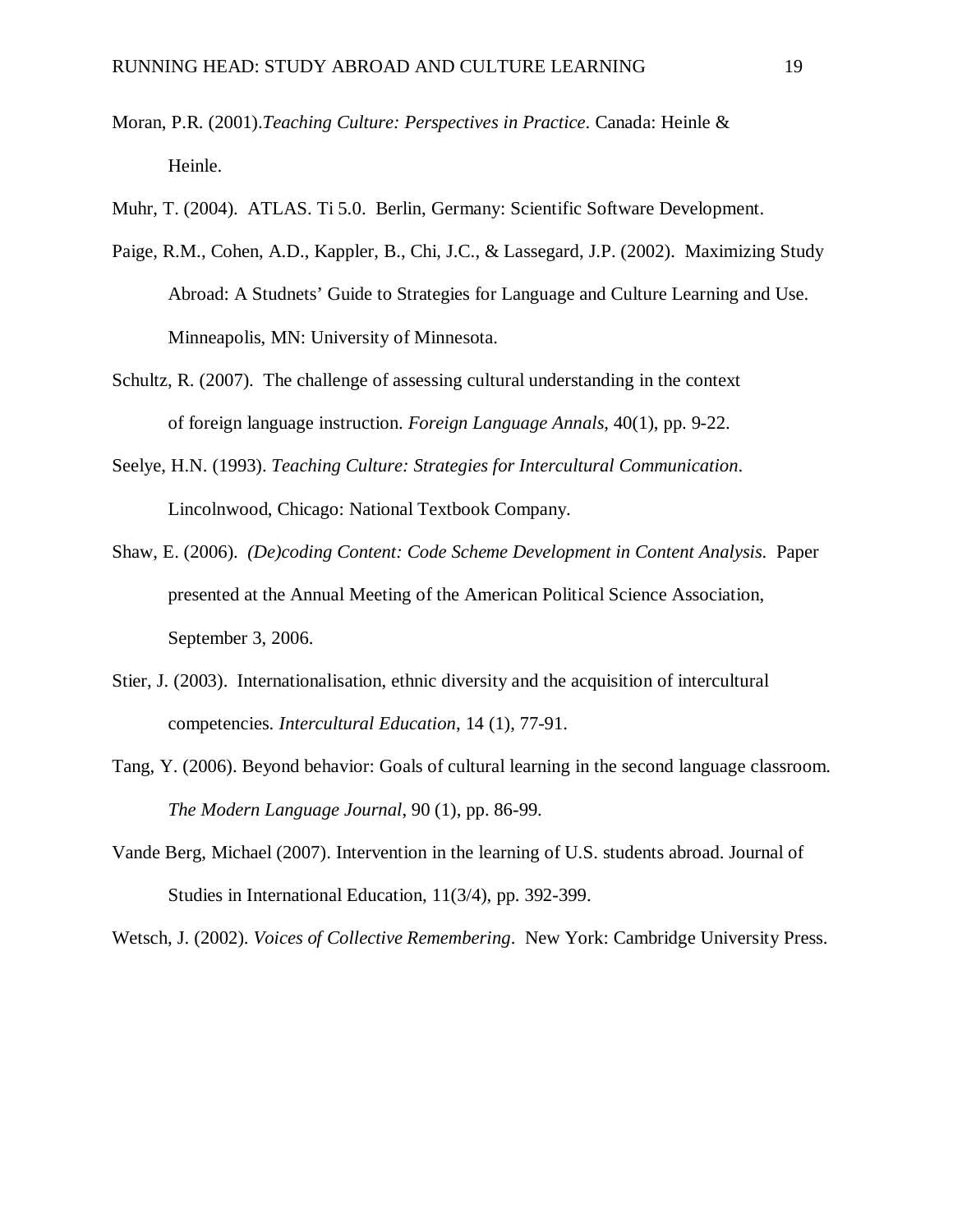Moran, P.R. (2001).*Teaching Culture: Perspectives in Practice*. Canada: Heinle & Heinle.

Muhr, T. (2004). ATLAS. Ti 5.0. Berlin, Germany: Scientific Software Development.

Paige, R.M., Cohen, A.D., Kappler, B., Chi, J.C., & Lassegard, J.P. (2002). Maximizing Study Abroad: A Studnets' Guide to Strategies for Language and Culture Learning and Use. Minneapolis, MN: University of Minnesota.

Schultz, R. (2007). The challenge of assessing cultural understanding in the context of foreign language instruction. *Foreign Language Annals*, 40(1), pp. 9-22.

Seelye, H.N. (1993). *Teaching Culture: Strategies for Intercultural Communication*. Lincolnwood, Chicago: National Textbook Company.

Shaw, E. (2006). *(De)coding Content: Code Scheme Development in Content Analysis.* Paper presented at the Annual Meeting of the American Political Science Association, September 3, 2006.

Stier, J. (2003). Internationalisation, ethnic diversity and the acquisition of intercultural competencies. *Intercultural Education*, 14 (1), 77-91.

Tang, Y. (2006). Beyond behavior: Goals of cultural learning in the second language classroom. *The Modern Language Journal*, 90 (1), pp. 86-99.

Vande Berg, Michael (2007). Intervention in the learning of U.S. students abroad. Journal of Studies in International Education, 11(3/4), pp. 392-399.

Wetsch, J. (2002). *Voices of Collective Remembering*. New York: Cambridge University Press.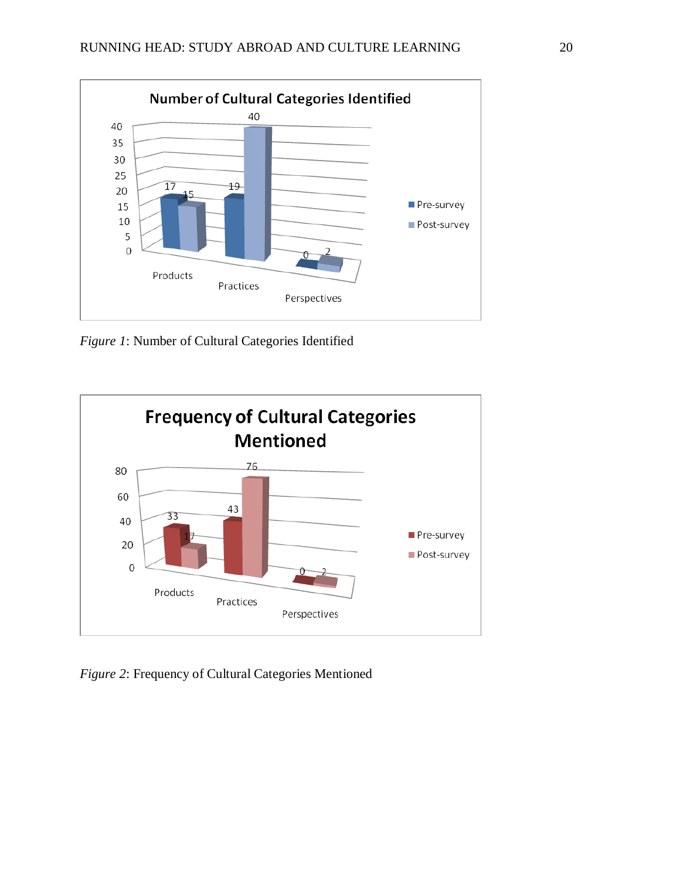Number of Cultural Categories Identified

40
35
30
25
20
15
10
5
0

17
15
19
40
0
2

Products
Practices
Perspectives

Pre-survey
Post-survey

*Figure 1*: Number of Cultural Categories Identified

Frequency of Cultural Categories Mentioned

80
60
40
20
0

33
17
43
76
0
2

Products
Practices
Perspectives

Pre-survey
Post-survey

*Figure 2*: Frequency of Cultural Categories Mentioned